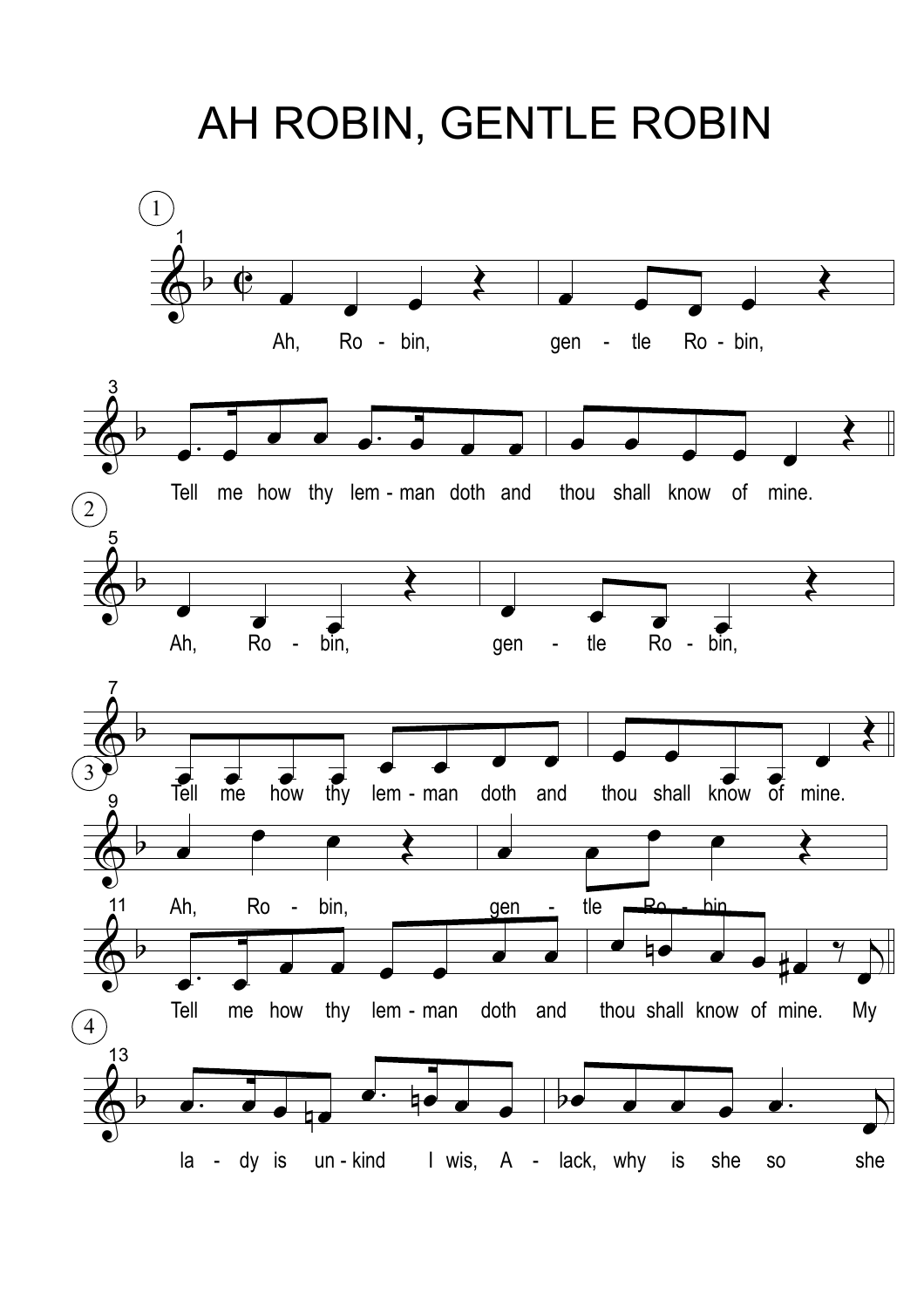# AH ROBIN, GENTLE ROBIN

1

Ah, Ro - bin, gen - tle Ro - bin,

Tell me how thy lem - man doth and thou shall know of mine.

2

Ah, Ro - bin, gen - tle Ro - bin,

Tell me how thy lem - man doth and thou shall know of mine.

3

Ah, Ro - bin, gen - tle Ro - bin,

Tell me how thy lem - man doth and thou shall know of mine. My

4

la - dy is un - kind I wis, A - lack, why is she so she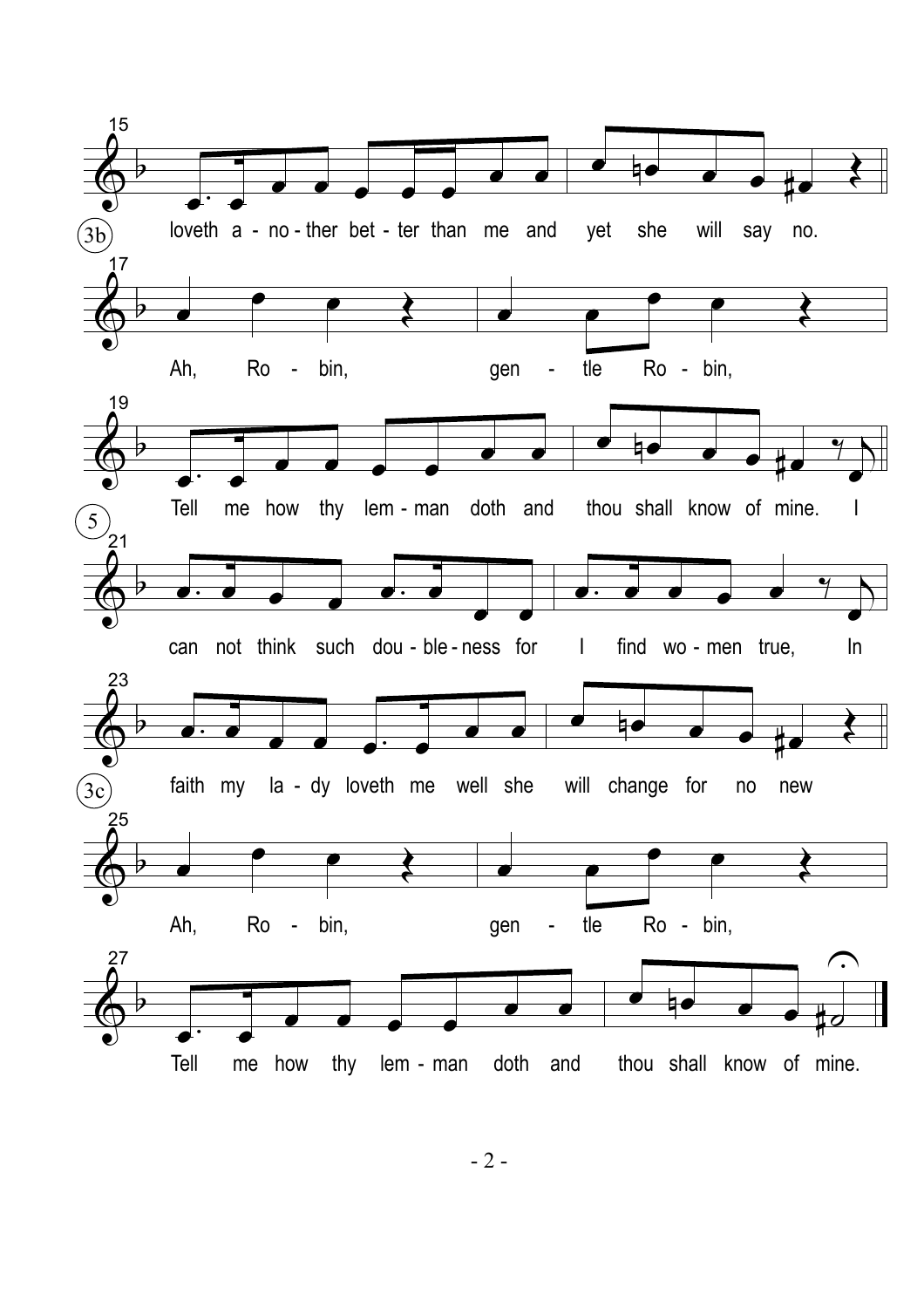15

(3b) loveth a - no - ther bet - ter than me and yet she will say no.

17

Ah, Ro - bin, gen - tle Ro - bin,

19

Tell me how thy lem - man doth and thou shall know of mine. I

(5) 21

can not think such dou - ble - ness for I find wo - men true, In

23

(3c) faith my la - dy loveth me well she will change for no new

25

Ah, Ro - bin, gen - tle Ro - bin,

27

Tell me how thy lem - man doth and thou shall know of mine.